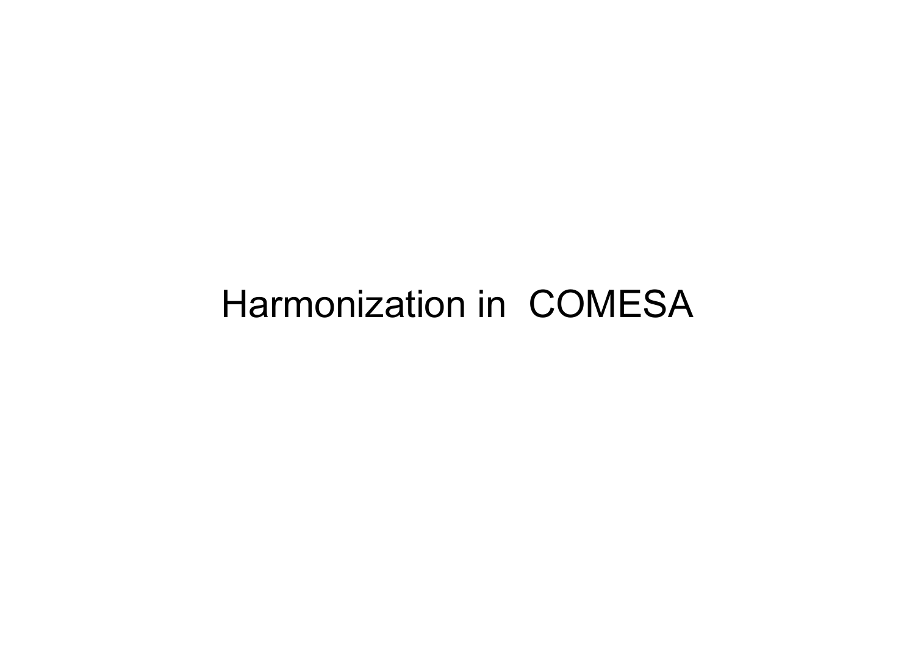# Harmonization in COMESA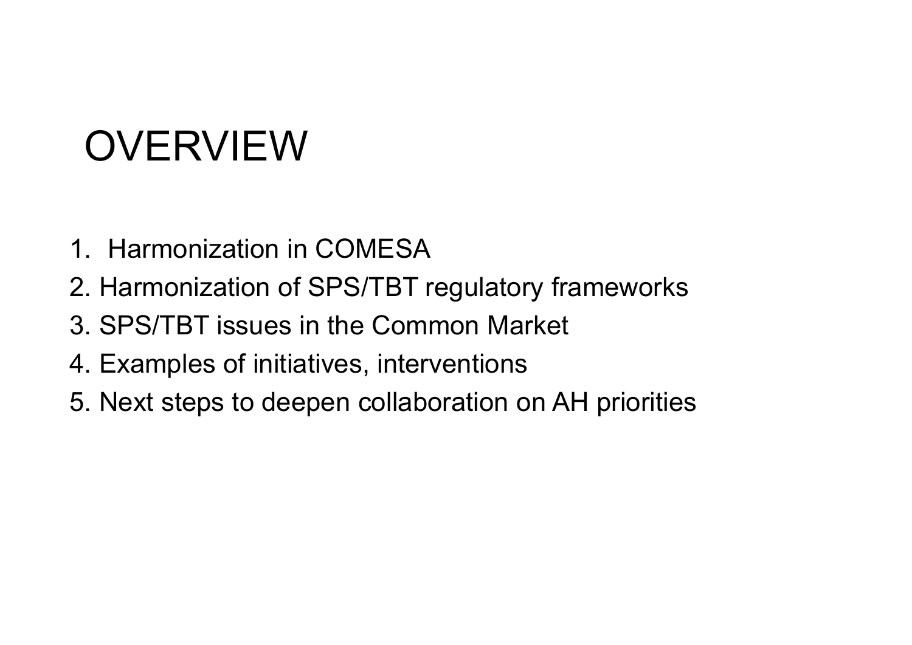# OVERVIEW

1. Harmonization in COMESA
2. Harmonization of SPS/TBT regulatory frameworks
3. SPS/TBT issues in the Common Market
4. Examples of initiatives, interventions
5. Next steps to deepen collaboration on AH priorities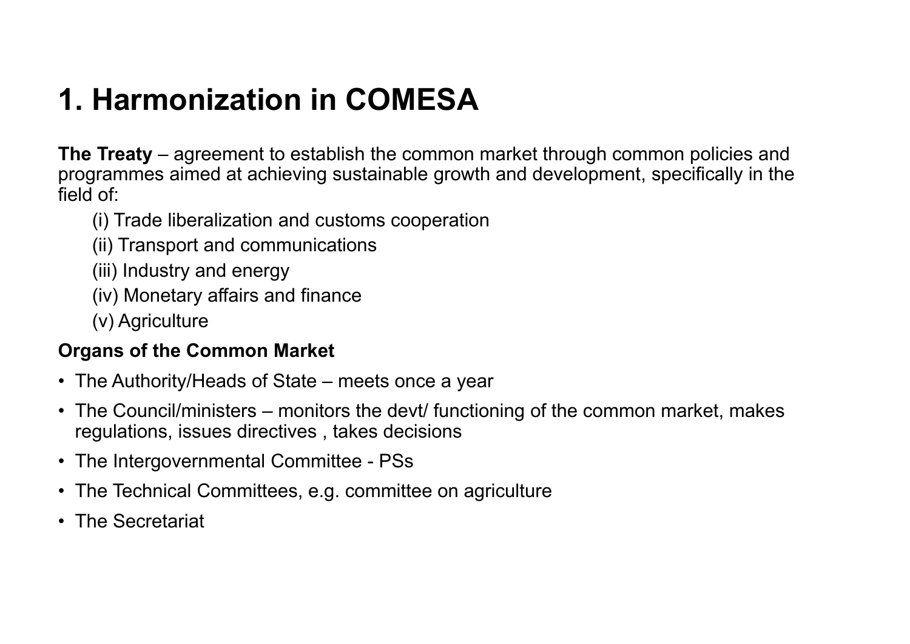# 1. Harmonization in COMESA

**The Treaty** – agreement to establish the common market through common policies and programmes aimed at achieving sustainable growth and development, specifically in the field of:

(i) Trade liberalization and customs cooperation

(ii) Transport and communications

(iii) Industry and energy

(iv) Monetary affairs and finance

(v) Agriculture

**Organs of the Common Market**

- The Authority/Heads of State – meets once a year
- The Council/ministers – monitors the devt/ functioning of the common market, makes regulations, issues directives , takes decisions
- The Intergovernmental Committee - PSs
- The Technical Committees, e.g. committee on agriculture
- The Secretariat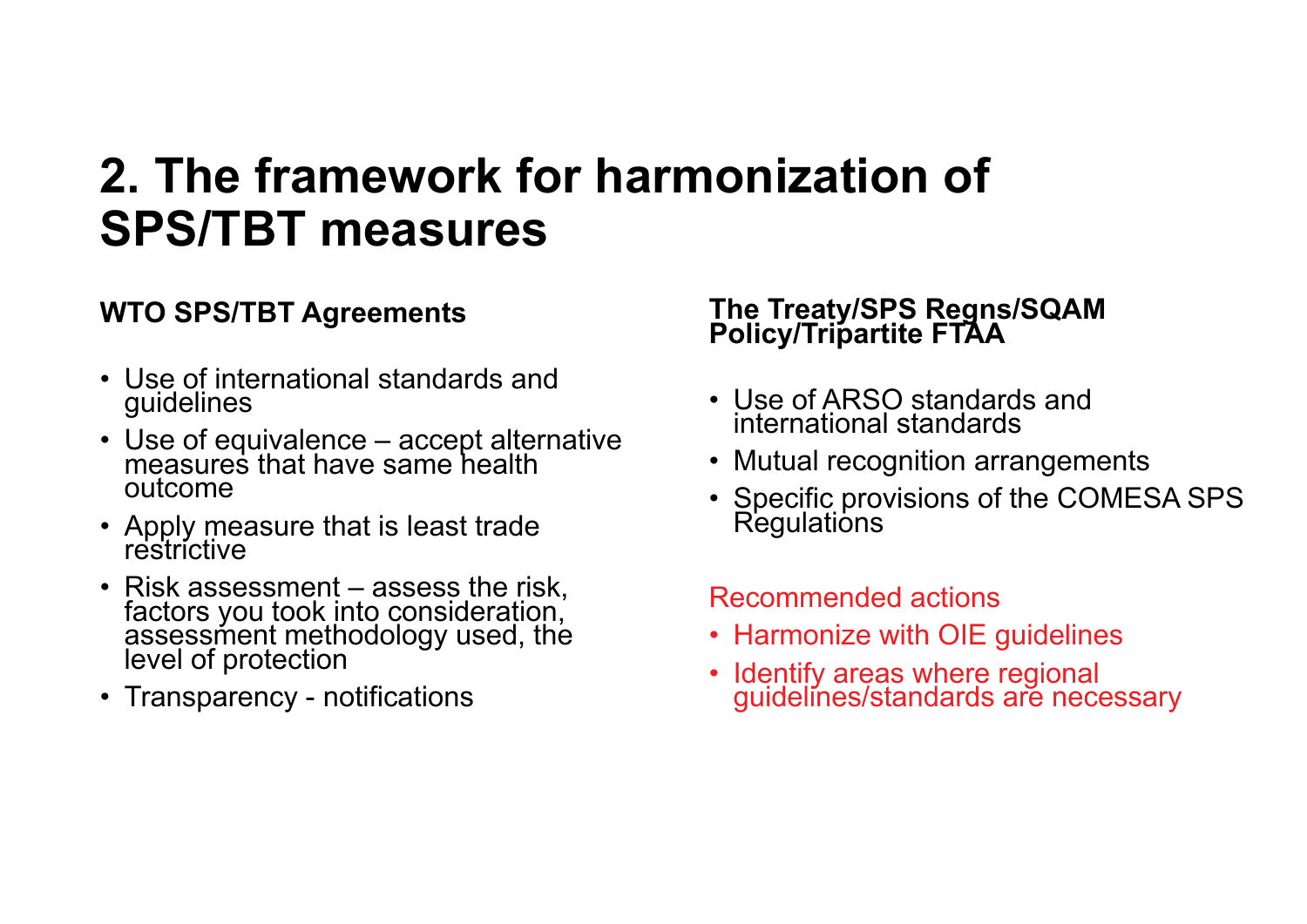# 2. The framework for harmonization of SPS/TBT measures

**WTO SPS/TBT Agreements**

- Use of international standards and guidelines
- Use of equivalence – accept alternative measures that have same health outcome
- Apply measure that is least trade restrictive
- Risk assessment – assess the risk, factors you took into consideration, assessment methodology used, the level of protection
- Transparency - notifications

**The Treaty/SPS Regns/SQAM Policy/Tripartite FTAA**

- Use of ARSO standards and international standards
- Mutual recognition arrangements
- Specific provisions of the COMESA SPS Regulations

Recommended actions

- Harmonize with OIE guidelines
- Identify areas where regional guidelines/standards are necessary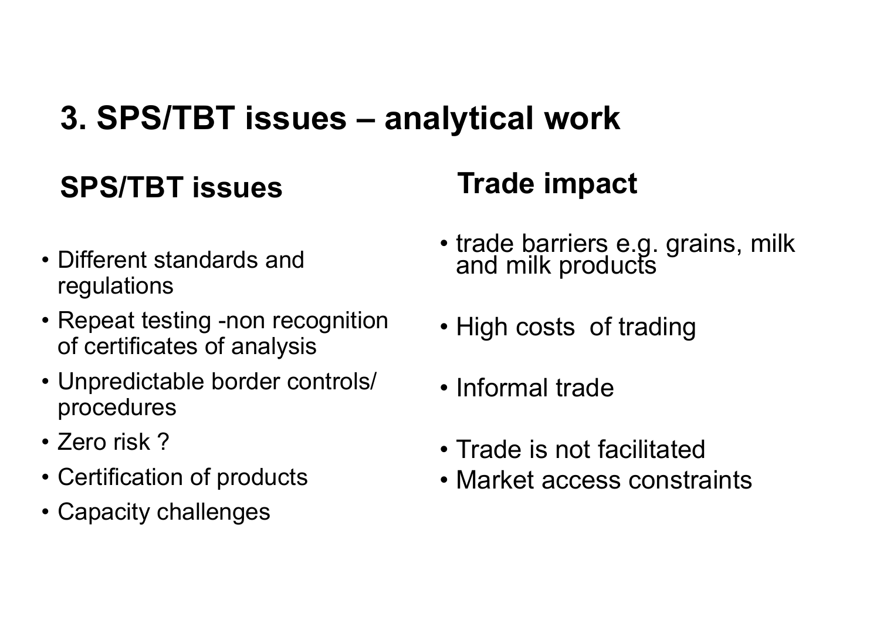# 3. SPS/TBT issues – analytical work

## SPS/TBT issues

- Different standards and regulations
- Repeat testing -non recognition of certificates of analysis
- Unpredictable border controls/ procedures
- Zero risk ?
- Certification of products
- Capacity challenges

## Trade impact

- trade barriers e.g. grains, milk and milk products
- High costs of trading
- Informal trade
- Trade is not facilitated
- Market access constraints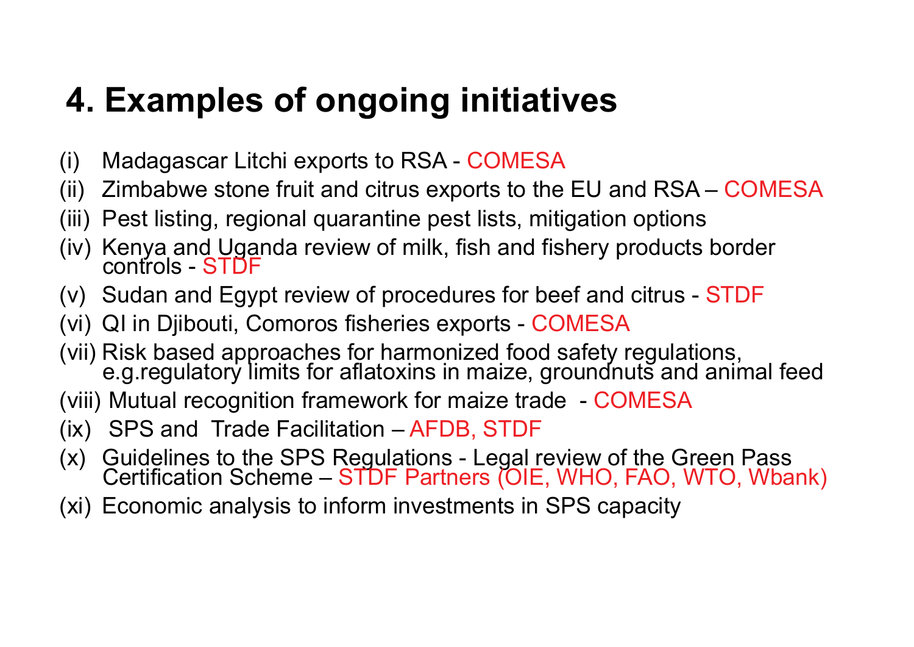# 4. Examples of ongoing initiatives

(i) Madagascar Litchi exports to RSA - COMESA

(ii) Zimbabwe stone fruit and citrus exports to the EU and RSA – COMESA

(iii) Pest listing, regional quarantine pest lists, mitigation options

(iv) Kenya and Uganda review of milk, fish and fishery products border controls - STDF

(v) Sudan and Egypt review of procedures for beef and citrus - STDF

(vi) QI in Djibouti, Comoros fisheries exports - COMESA

(vii) Risk based approaches for harmonized food safety regulations, e.g.regulatory limits for aflatoxins in maize, groundnuts and animal feed

(viii) Mutual recognition framework for maize trade - COMESA

(ix) SPS and Trade Facilitation – AFDB, STDF

(x) Guidelines to the SPS Regulations - Legal review of the Green Pass Certification Scheme – STDF Partners (OIE, WHO, FAO, WTO, Wbank)

(xi) Economic analysis to inform investments in SPS capacity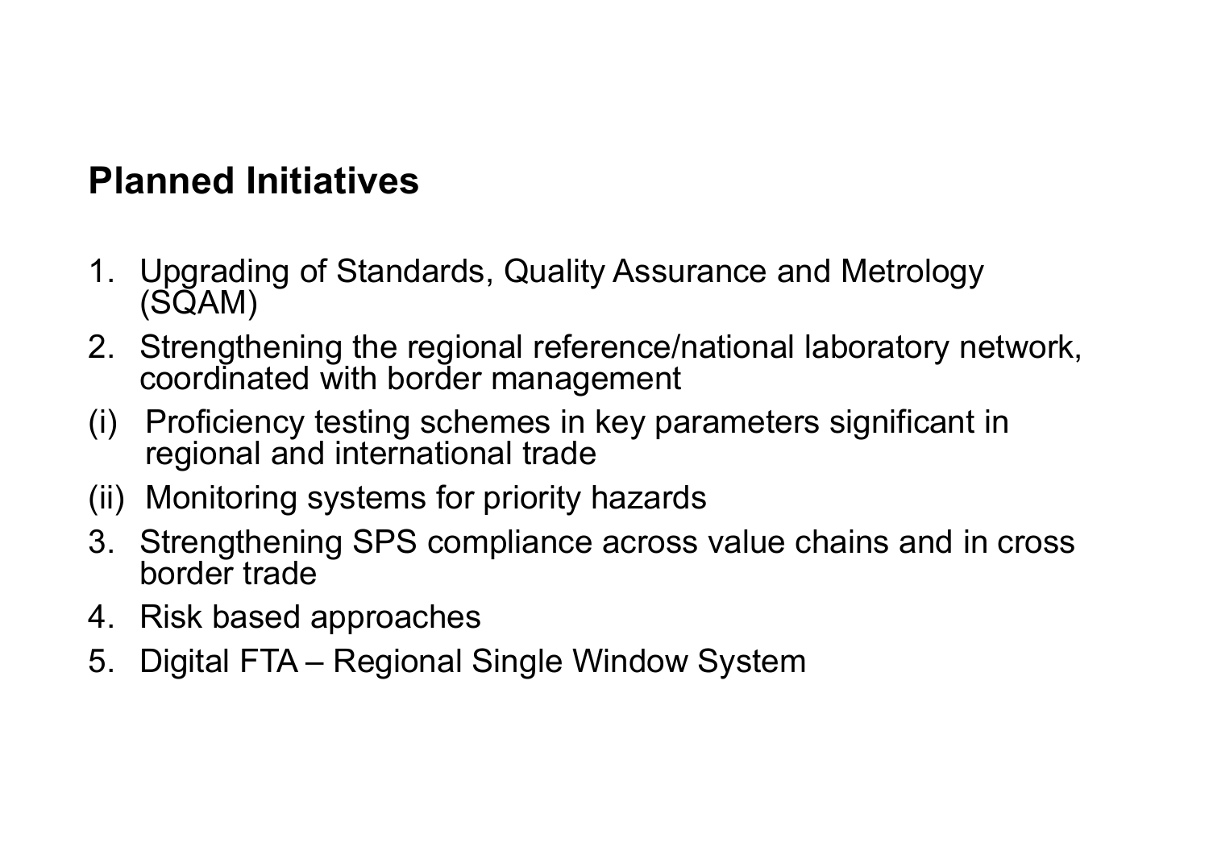## Planned Initiatives

1. Upgrading of Standards, Quality Assurance and Metrology (SQAM)
2. Strengthening the regional reference/national laboratory network, coordinated with border management

(i) Proficiency testing schemes in key parameters significant in regional and international trade

(ii) Monitoring systems for priority hazards

3. Strengthening SPS compliance across value chains and in cross border trade
4. Risk based approaches
5. Digital FTA – Regional Single Window System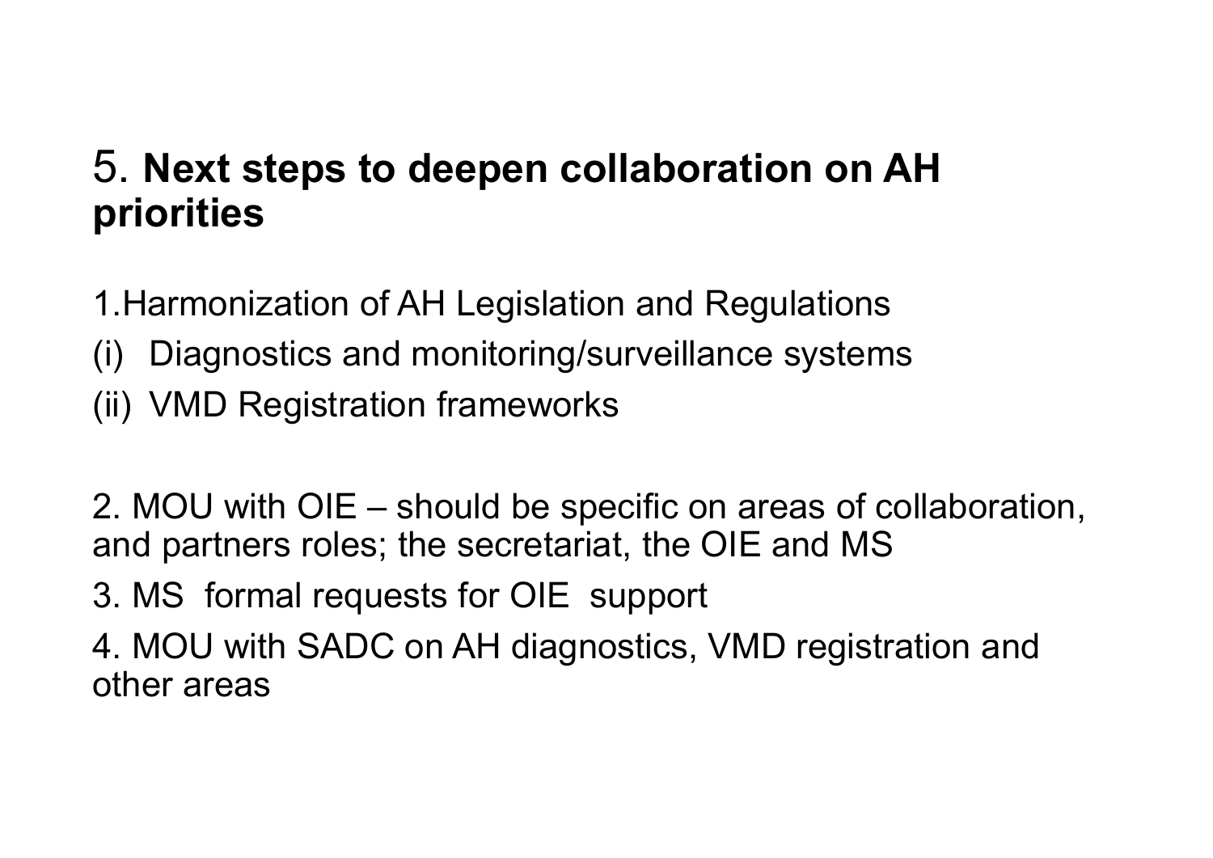## 5. **Next steps to deepen collaboration on AH priorities**

1.Harmonization of AH Legislation and Regulations

(i) Diagnostics and monitoring/surveillance systems

(ii) VMD Registration frameworks

2. MOU with OIE – should be specific on areas of collaboration, and partners roles; the secretariat, the OIE and MS

3. MS formal requests for OIE support

4. MOU with SADC on AH diagnostics, VMD registration and other areas